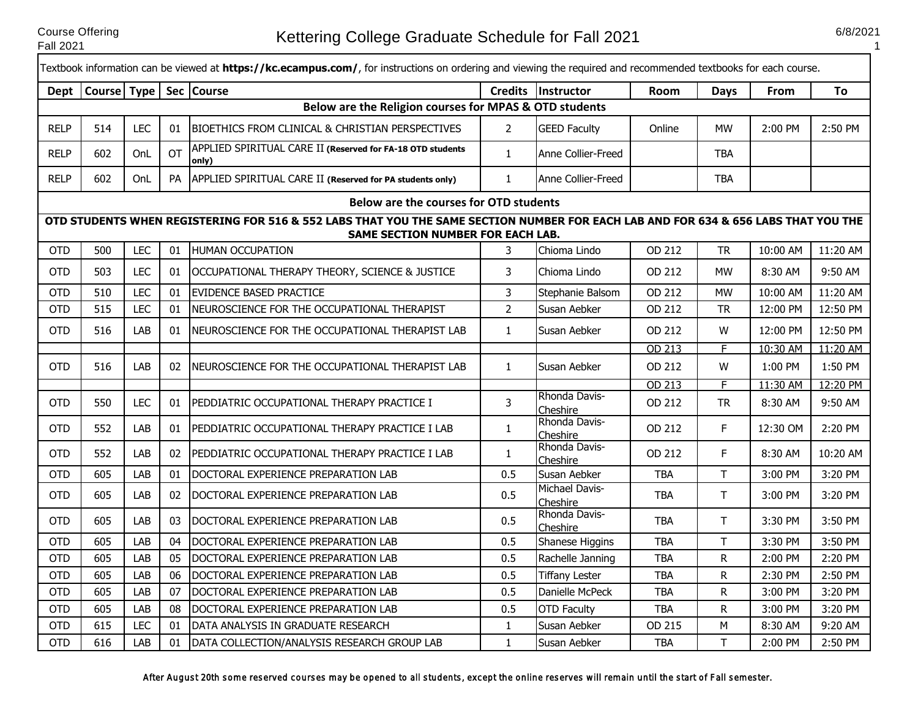# Kettering College Graduate Schedule for Fall 2021

Course Offering
Fall 2021

6/8/2021

Textbook information can be viewed at **https://kc.ecampus.com/**, for instructions on ordering and viewing the required and recommended textbooks for each course.

| Dept | Course | Type | Sec | Course | Credits | Instructor | Room | Days | From | To |
|---|---|---|---|---|---|---|---|---|---|---|
| **Below are the Religion courses for MPAS & OTD students** | | | | | | | | | | |
| RELP | 514 | LEC | 01 | BIOETHICS FROM CLINICAL & CHRISTIAN PERSPECTIVES | 2 | GEED Faculty | Online | MW | 2:00 PM | 2:50 PM |
| RELP | 602 | OnL | OT | APPLIED SPIRITUAL CARE II **(Reserved for FA-18 OTD students only)** | 1 | Anne Collier-Freed | | TBA | | |
| RELP | 602 | OnL | PA | APPLIED SPIRITUAL CARE II **(Reserved for PA students only)** | 1 | Anne Collier-Freed | | TBA | | |
| **Below are the courses for OTD students** | | | | | | | | | | |
| **OTD STUDENTS WHEN REGISTERING FOR 516 & 552 LABS THAT YOU THE SAME SECTION NUMBER FOR EACH LAB AND FOR 634 & 656 LABS THAT YOU THE SAME SECTION NUMBER FOR EACH LAB.** | | | | | | | | | | |
| OTD | 500 | LEC | 01 | HUMAN OCCUPATION | 3 | Chioma Lindo | OD 212 | TR | 10:00 AM | 11:20 AM |
| OTD | 503 | LEC | 01 | OCCUPATIONAL THERAPY THEORY, SCIENCE & JUSTICE | 3 | Chioma Lindo | OD 212 | MW | 8:30 AM | 9:50 AM |
| OTD | 510 | LEC | 01 | EVIDENCE BASED PRACTICE | 3 | Stephanie Balsom | OD 212 | MW | 10:00 AM | 11:20 AM |
| OTD | 515 | LEC | 01 | NEUROSCIENCE FOR THE OCCUPATIONAL THERAPIST | 2 | Susan Aebker | OD 212 | TR | 12:00 PM | 12:50 PM |
| OTD | 516 | LAB | 01 | NEUROSCIENCE FOR THE OCCUPATIONAL THERAPIST LAB | 1 | Susan Aebker | OD 212 | W | 12:00 PM | 12:50 PM |
| | | | | | | | OD 213 | F | 10:30 AM | 11:20 AM |
| OTD | 516 | LAB | 02 | NEUROSCIENCE FOR THE OCCUPATIONAL THERAPIST LAB | 1 | Susan Aebker | OD 212 | W | 1:00 PM | 1:50 PM |
| | | | | | | | OD 213 | F | 11:30 AM | 12:20 PM |
| OTD | 550 | LEC | 01 | PEDDIATRIC OCCUPATIONAL THERAPY PRACTICE I | 3 | Rhonda Davis-Cheshire | OD 212 | TR | 8:30 AM | 9:50 AM |
| OTD | 552 | LAB | 01 | PEDDIATRIC OCCUPATIONAL THERAPY PRACTICE I LAB | 1 | Rhonda Davis-Cheshire | OD 212 | F | 12:30 OM | 2:20 PM |
| OTD | 552 | LAB | 02 | PEDDIATRIC OCCUPATIONAL THERAPY PRACTICE I LAB | 1 | Rhonda Davis-Cheshire | OD 212 | F | 8:30 AM | 10:20 AM |
| OTD | 605 | LAB | 01 | DOCTORAL EXPERIENCE PREPARATION LAB | 0.5 | Susan Aebker | TBA | T | 3:00 PM | 3:20 PM |
| OTD | 605 | LAB | 02 | DOCTORAL EXPERIENCE PREPARATION LAB | 0.5 | Michael Davis-Cheshire | TBA | T | 3:00 PM | 3:20 PM |
| OTD | 605 | LAB | 03 | DOCTORAL EXPERIENCE PREPARATION LAB | 0.5 | Rhonda Davis-Cheshire | TBA | T | 3:30 PM | 3:50 PM |
| OTD | 605 | LAB | 04 | DOCTORAL EXPERIENCE PREPARATION LAB | 0.5 | Shanese Higgins | TBA | T | 3:30 PM | 3:50 PM |
| OTD | 605 | LAB | 05 | DOCTORAL EXPERIENCE PREPARATION LAB | 0.5 | Rachelle Janning | TBA | R | 2:00 PM | 2:20 PM |
| OTD | 605 | LAB | 06 | DOCTORAL EXPERIENCE PREPARATION LAB | 0.5 | Tiffany Lester | TBA | R | 2:30 PM | 2:50 PM |
| OTD | 605 | LAB | 07 | DOCTORAL EXPERIENCE PREPARATION LAB | 0.5 | Danielle McPeck | TBA | R | 3:00 PM | 3:20 PM |
| OTD | 605 | LAB | 08 | DOCTORAL EXPERIENCE PREPARATION LAB | 0.5 | OTD Faculty | TBA | R | 3:00 PM | 3:20 PM |
| OTD | 615 | LEC | 01 | DATA ANALYSIS IN GRADUATE RESEARCH | 1 | Susan Aebker | OD 215 | M | 8:30 AM | 9:20 AM |
| OTD | 616 | LAB | 01 | DATA COLLECTION/ANALYSIS RESEARCH GROUP LAB | 1 | Susan Aebker | TBA | T | 2:00 PM | 2:50 PM |

*After August 20th some reserved courses may be opened to all students, except the online reserves will remain until the start of Fall semester.*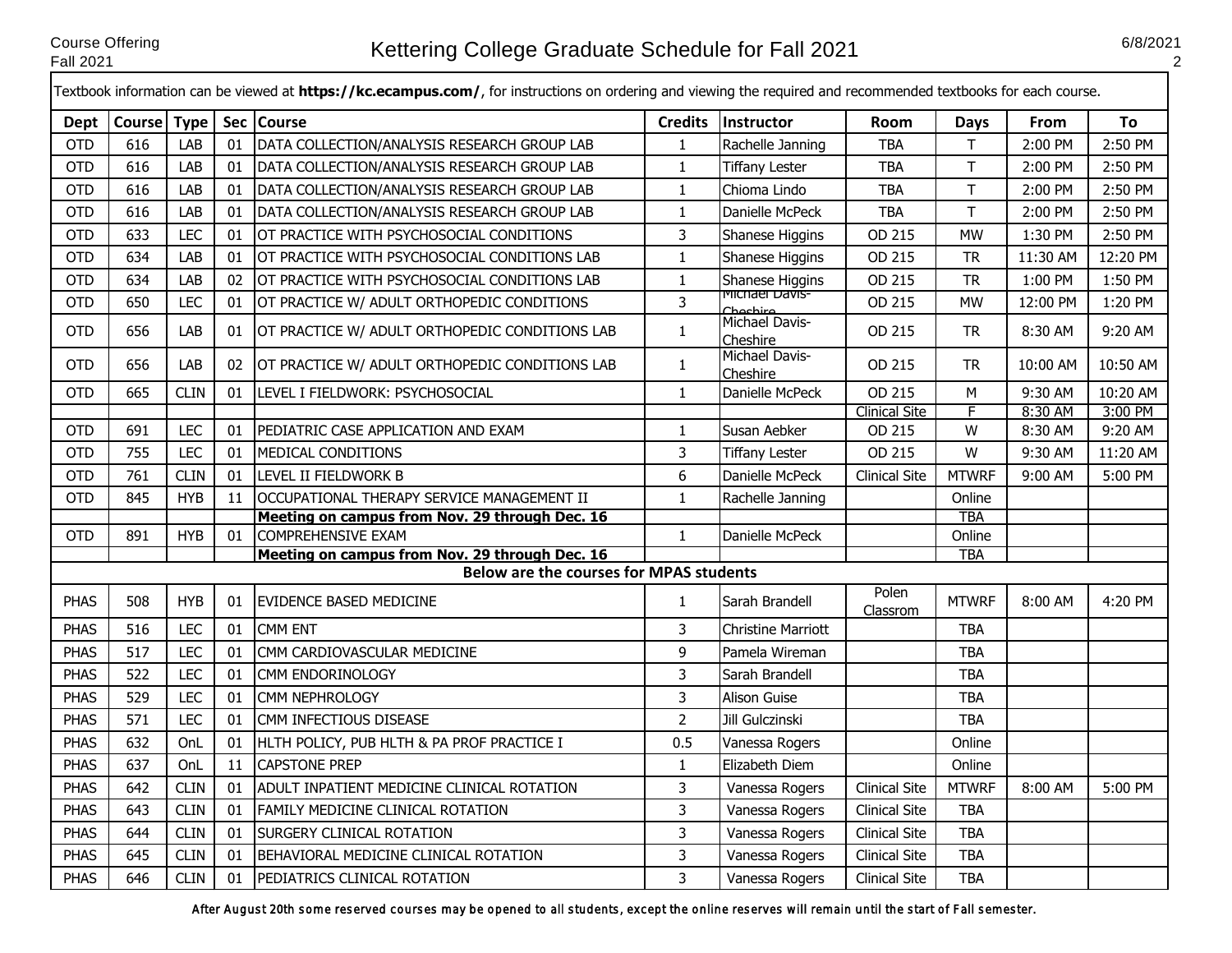# Kettering College Graduate Schedule for Fall 2021

Course Offering Fall 2021

Textbook information can be viewed at **https://kc.ecampus.com/**, for instructions on ordering and viewing the required and recommended textbooks for each course.

| Dept | Course | Type | Sec | Course | Credits | Instructor | Room | Days | From | To |
|---|---|---|---|---|---|---|---|---|---|---|
| OTD | 616 | LAB | 01 | DATA COLLECTION/ANALYSIS RESEARCH GROUP LAB | 1 | Rachelle Janning | TBA | T | 2:00 PM | 2:50 PM |
| OTD | 616 | LAB | 01 | DATA COLLECTION/ANALYSIS RESEARCH GROUP LAB | 1 | Tiffany Lester | TBA | T | 2:00 PM | 2:50 PM |
| OTD | 616 | LAB | 01 | DATA COLLECTION/ANALYSIS RESEARCH GROUP LAB | 1 | Chioma Lindo | TBA | T | 2:00 PM | 2:50 PM |
| OTD | 616 | LAB | 01 | DATA COLLECTION/ANALYSIS RESEARCH GROUP LAB | 1 | Danielle McPeck | TBA | T | 2:00 PM | 2:50 PM |
| OTD | 633 | LEC | 01 | OT PRACTICE WITH PSYCHOSOCIAL CONDITIONS | 3 | Shanese Higgins | OD 215 | MW | 1:30 PM | 2:50 PM |
| OTD | 634 | LAB | 01 | OT PRACTICE WITH PSYCHOSOCIAL CONDITIONS LAB | 1 | Shanese Higgins | OD 215 | TR | 11:30 AM | 12:20 PM |
| OTD | 634 | LAB | 02 | OT PRACTICE WITH PSYCHOSOCIAL CONDITIONS LAB | 1 | Shanese Higgins | OD 215 | TR | 1:00 PM | 1:50 PM |
| OTD | 650 | LEC | 01 | OT PRACTICE W/ ADULT ORTHOPEDIC CONDITIONS | 3 | Michael Davis-Cheshire | OD 215 | MW | 12:00 PM | 1:20 PM |
| OTD | 656 | LAB | 01 | OT PRACTICE W/ ADULT ORTHOPEDIC CONDITIONS LAB | 1 | Michael Davis-Cheshire | OD 215 | TR | 8:30 AM | 9:20 AM |
| OTD | 656 | LAB | 02 | OT PRACTICE W/ ADULT ORTHOPEDIC CONDITIONS LAB | 1 | Michael Davis-Cheshire | OD 215 | TR | 10:00 AM | 10:50 AM |
| OTD | 665 | CLIN | 01 | LEVEL I FIELDWORK: PSYCHOSOCIAL | 1 | Danielle McPeck | OD 215 | M | 9:30 AM | 10:20 AM |
| | | | | | | | Clinical Site | F | 8:30 AM | 3:00 PM |
| OTD | 691 | LEC | 01 | PEDIATRIC CASE APPLICATION AND EXAM | 1 | Susan Aebker | OD 215 | W | 8:30 AM | 9:20 AM |
| OTD | 755 | LEC | 01 | MEDICAL CONDITIONS | 3 | Tiffany Lester | OD 215 | W | 9:30 AM | 11:20 AM |
| OTD | 761 | CLIN | 01 | LEVEL II FIELDWORK B | 6 | Danielle McPeck | Clinical Site | MTWRF | 9:00 AM | 5:00 PM |
| OTD | 845 | HYB | 11 | OCCUPATIONAL THERAPY SERVICE MANAGEMENT II | 1 | Rachelle Janning | | Online | | |
| | | | | **Meeting on campus from Nov. 29 through Dec. 16** | | | | TBA | | |
| OTD | 891 | HYB | 01 | COMPREHENSIVE EXAM | 1 | Danielle McPeck | | Online | | |
| | | | | **Meeting on campus from Nov. 29 through Dec. 16** | | | | TBA | | |
| | | | | **Below are the courses for MPAS students** | | | | | | |
| PHAS | 508 | HYB | 01 | EVIDENCE BASED MEDICINE | 1 | Sarah Brandell | Polen Classrom | MTWRF | 8:00 AM | 4:20 PM |
| PHAS | 516 | LEC | 01 | CMM ENT | 3 | Christine Marriott | | TBA | | |
| PHAS | 517 | LEC | 01 | CMM CARDIOVASCULAR MEDICINE | 9 | Pamela Wireman | | TBA | | |
| PHAS | 522 | LEC | 01 | CMM ENDORINOLOGY | 3 | Sarah Brandell | | TBA | | |
| PHAS | 529 | LEC | 01 | CMM NEPHROLOGY | 3 | Alison Guise | | TBA | | |
| PHAS | 571 | LEC | 01 | CMM INFECTIOUS DISEASE | 2 | Jill Gulczinski | | TBA | | |
| PHAS | 632 | OnL | 01 | HLTH POLICY, PUB HLTH & PA PROF PRACTICE I | 0.5 | Vanessa Rogers | | Online | | |
| PHAS | 637 | OnL | 11 | CAPSTONE PREP | 1 | Elizabeth Diem | | Online | | |
| PHAS | 642 | CLIN | 01 | ADULT INPATIENT MEDICINE CLINICAL ROTATION | 3 | Vanessa Rogers | Clinical Site | MTWRF | 8:00 AM | 5:00 PM |
| PHAS | 643 | CLIN | 01 | FAMILY MEDICINE CLINICAL ROTATION | 3 | Vanessa Rogers | Clinical Site | TBA | | |
| PHAS | 644 | CLIN | 01 | SURGERY CLINICAL ROTATION | 3 | Vanessa Rogers | Clinical Site | TBA | | |
| PHAS | 645 | CLIN | 01 | BEHAVIORAL MEDICINE CLINICAL ROTATION | 3 | Vanessa Rogers | Clinical Site | TBA | | |
| PHAS | 646 | CLIN | 01 | PEDIATRICS CLINICAL ROTATION | 3 | Vanessa Rogers | Clinical Site | TBA | | |

*After August 20th some reserved courses may be opened to all students, except the online reserves will remain until the start of Fall semester.*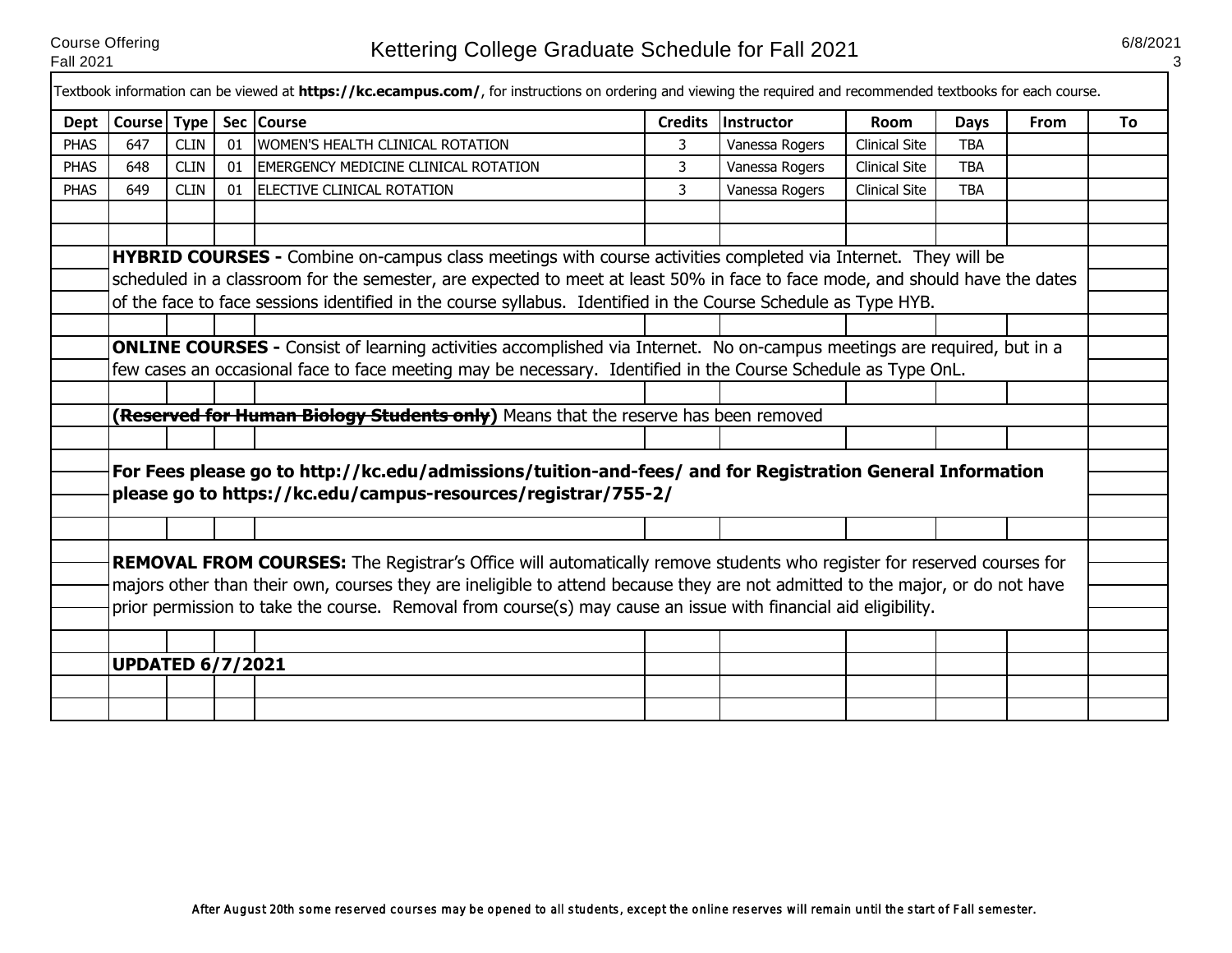Textbook information can be viewed at **https://kc.ecampus.com/**, for instructions on ordering and viewing the required and recommended textbooks for each course.

| Dept | Course | Type | Sec | Course | Credits | Instructor | Room | Days | From | To |
|---|---|---|---|---|---|---|---|---|---|---|
| PHAS | 647 | CLIN | 01 | WOMEN'S HEALTH CLINICAL ROTATION | 3 | Vanessa Rogers | Clinical Site | TBA | | |
| PHAS | 648 | CLIN | 01 | EMERGENCY MEDICINE CLINICAL ROTATION | 3 | Vanessa Rogers | Clinical Site | TBA | | |
| PHAS | 649 | CLIN | 01 | ELECTIVE CLINICAL ROTATION | 3 | Vanessa Rogers | Clinical Site | TBA | | |

**HYBRID COURSES -** Combine on-campus class meetings with course activities completed via Internet. They will be scheduled in a classroom for the semester, are expected to meet at least 50% in face to face mode, and should have the dates of the face to face sessions identified in the course syllabus. Identified in the Course Schedule as Type HYB.

**ONLINE COURSES -** Consist of learning activities accomplished via Internet. No on-campus meetings are required, but in a few cases an occasional face to face meeting may be necessary. Identified in the Course Schedule as Type OnL.

**(~~Reserved for Human Biology Students only~~)** Means that the reserve has been removed

**For Fees please go to http://kc.edu/admissions/tuition-and-fees/ and for Registration General Information please go to https://kc.edu/campus-resources/registrar/755-2/**

**REMOVAL FROM COURSES:** The Registrar's Office will automatically remove students who register for reserved courses for majors other than their own, courses they are ineligible to attend because they are not admitted to the major, or do not have prior permission to take the course. Removal from course(s) may cause an issue with financial aid eligibility.

**UPDATED 6/7/2021**

*After August 20th some reserved courses may be opened to all students, except the online reserves will remain until the start of Fall semester.*